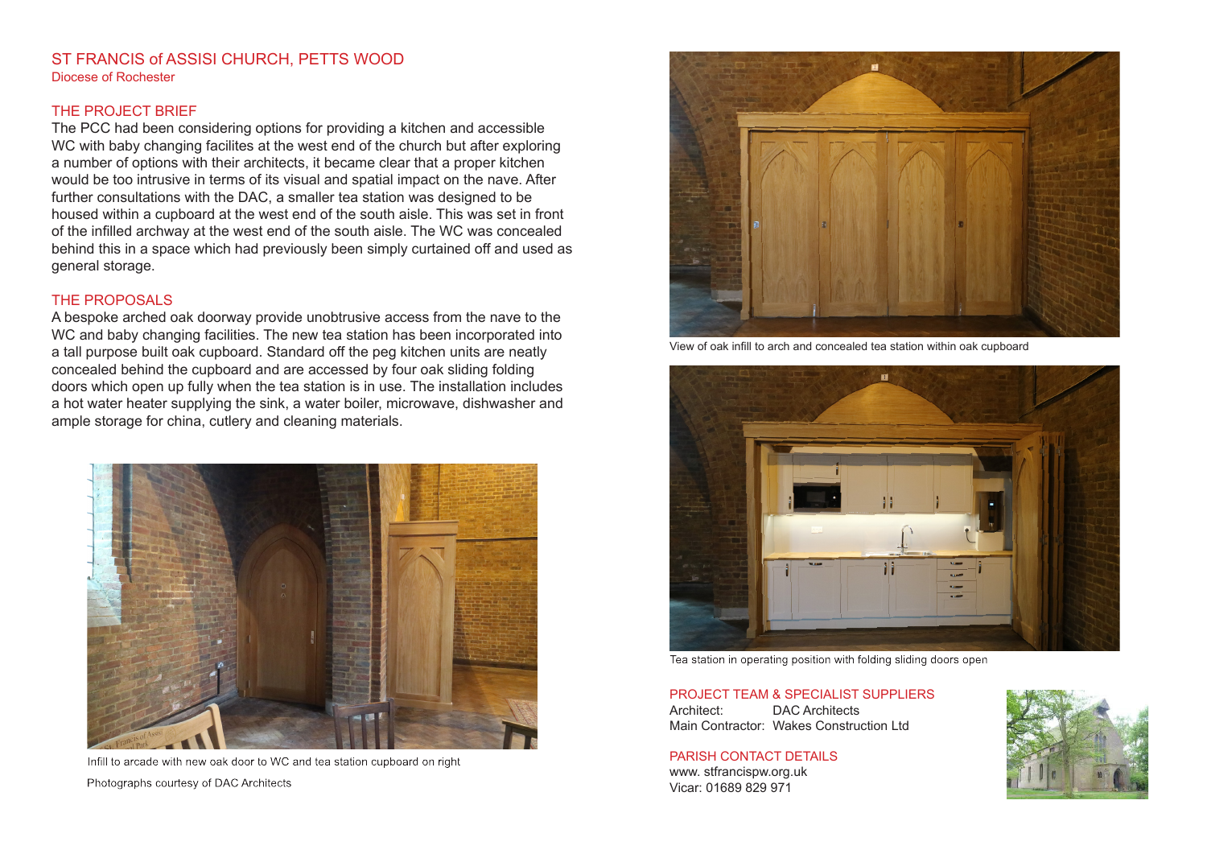# ST FRANCIS of ASSISI CHURCH, PETTS WOOD

Diocese of Rochester

## THE PROJECT BRIEF

The PCC had been considering options for providing a kitchen and accessible WC with baby changing facilites at the west end of the church but after exploring a number of options with their architects, it became clear that a proper kitchen would be too intrusive in terms of its visual and spatial impact on the nave. After further consultations with the DAC, a smaller tea station was designed to be housed within a cupboard at the west end of the south aisle. This was set in front of the infilled archway at the west end of the south aisle. The WC was concealed behind this in a space which had previously been simply curtained off and used as general storage.

## THE PROPOSALS

A bespoke arched oak doorway provide unobtrusive access from the nave to the WC and baby changing facilities. The new tea station has been incorporated into a tall purpose built oak cupboard. Standard off the peg kitchen units are neatly concealed behind the cupboard and are accessed by four oak sliding folding doors which open up fully when the tea station is in use. The installation includes a hot water heater supplying the sink, a water boiler, microwave, dishwasher and ample storage for china, cutlery and cleaning materials.

Infill to arcade with new oak door to WC and tea station cupboard on right

Photographs courtesy of DAC Architects

View of oak infill to arch and concealed tea station within oak cupboard

Tea station in operating position with folding sliding doors open

## PROJECT TEAM & SPECIALIST SUPPLIERS

Architect: DAC Architects
Main Contractor: Wakes Construction Ltd

## PARISH CONTACT DETAILS

www. stfrancispw.org.uk
Vicar: 01689 829 971